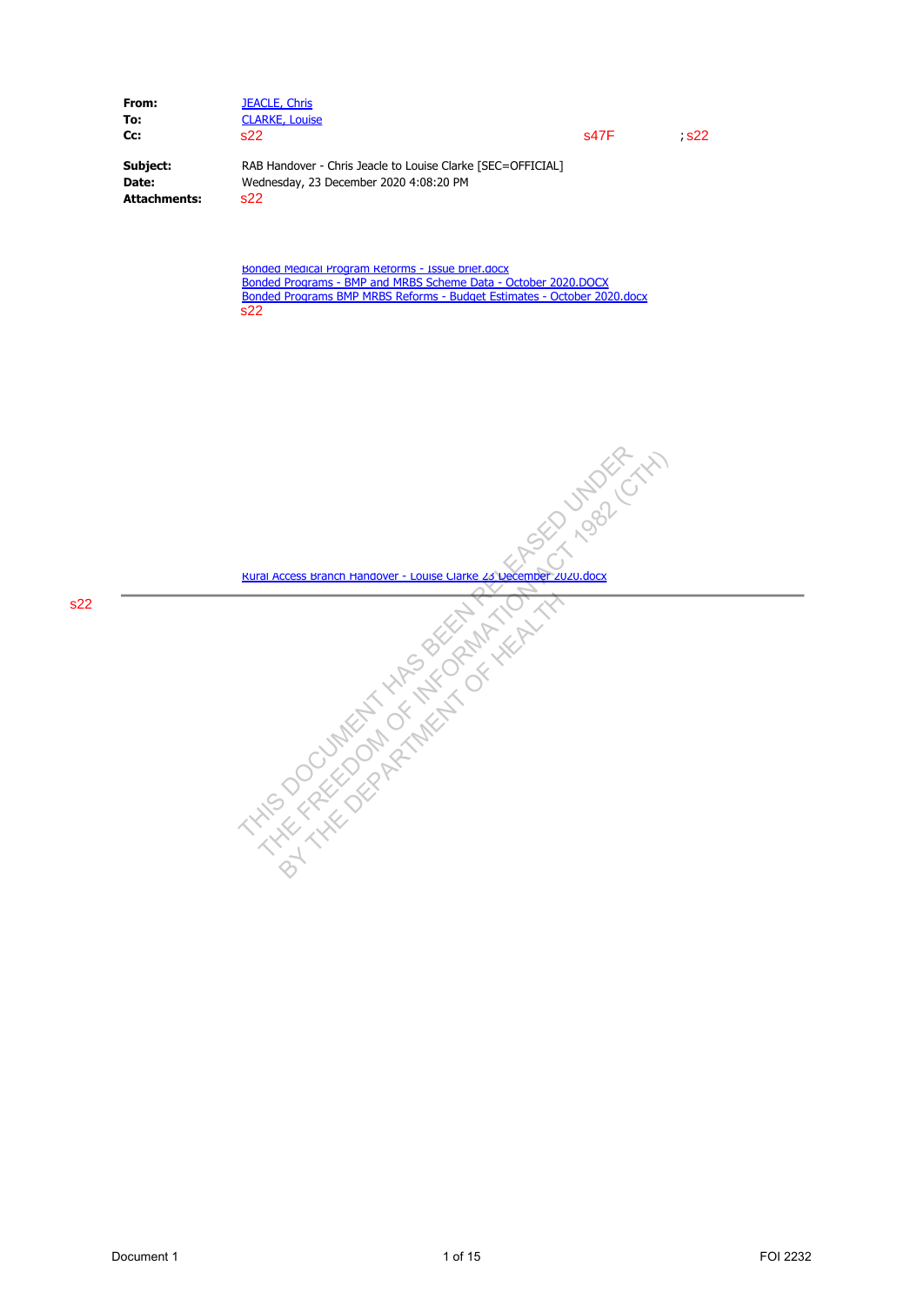| | | | |
|---|---|---|---|
| **From:** | JEACLE, Chris | | |
| **To:** | CLARKE, Louise | | |
| **Cc:** | s22 | s47F | ; s22 |
| **Subject:** | RAB Handover - Chris Jeacle to Louise Clarke [SEC=OFFICIAL] | | |
| **Date:** | Wednesday, 23 December 2020 4:08:20 PM | | |
| **Attachments:** | s22 | | |

Bonded Medical Program Reforms - Issue brief.docx
Bonded Programs - BMP and MRBS Scheme Data - October 2020.DOCX
Bonded Programs BMP MRBS Reforms - Budget Estimates - October 2020.docx
s22

Rural Access Branch Handover - Louise Clarke 23 December 2020.docx

s22

THIS DOCUMENT HAS BEEN RELEASED UNDER THE FREEDOM OF INFORMATION ACT 1982 (CTH) BY THE DEPARTMENT OF HEALTH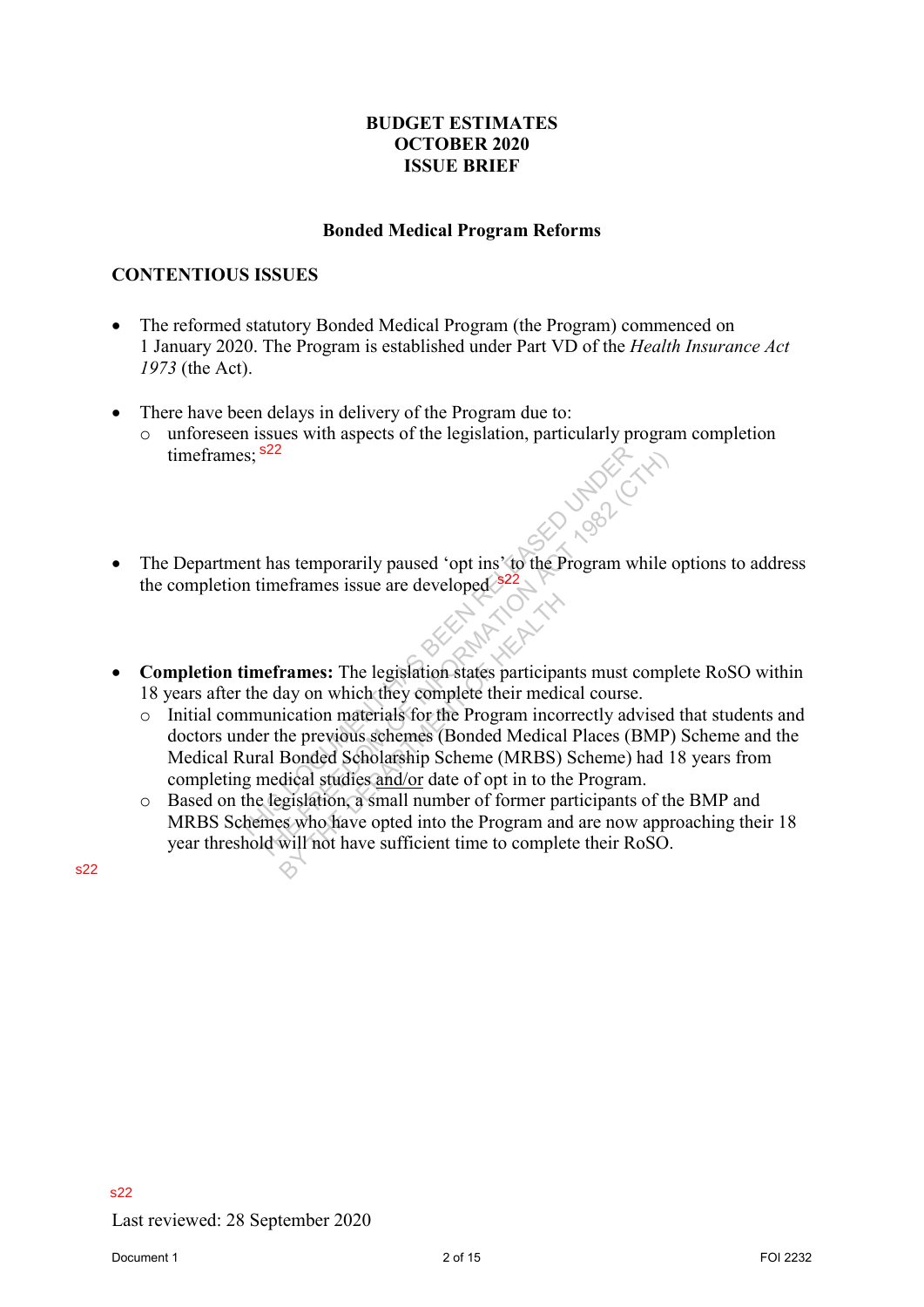**BUDGET ESTIMATES**
**OCTOBER 2020**
**ISSUE BRIEF**

**Bonded Medical Program Reforms**

## CONTENTIOUS ISSUES

- The reformed statutory Bonded Medical Program (the Program) commenced on 1 January 2020. The Program is established under Part VD of the *Health Insurance Act 1973* (the Act).

- There have been delays in delivery of the Program due to:
  - unforeseen issues with aspects of the legislation, particularly program completion timeframes; s22

- The Department has temporarily paused 'opt ins' to the Program while options to address the completion timeframes issue are developed. s22

- **Completion timeframes:** The legislation states participants must complete RoSO within 18 years after the day on which they complete their medical course.
  - Initial communication materials for the Program incorrectly advised that students and doctors under the previous schemes (Bonded Medical Places (BMP) Scheme and the Medical Rural Bonded Scholarship Scheme (MRBS) Scheme) had 18 years from completing medical studies and/or date of opt in to the Program.
  - Based on the legislation, a small number of former participants of the BMP and MRBS Schemes who have opted into the Program and are now approaching their 18 year threshold will not have sufficient time to complete their RoSO.

s22

s22

Last reviewed: 28 September 2020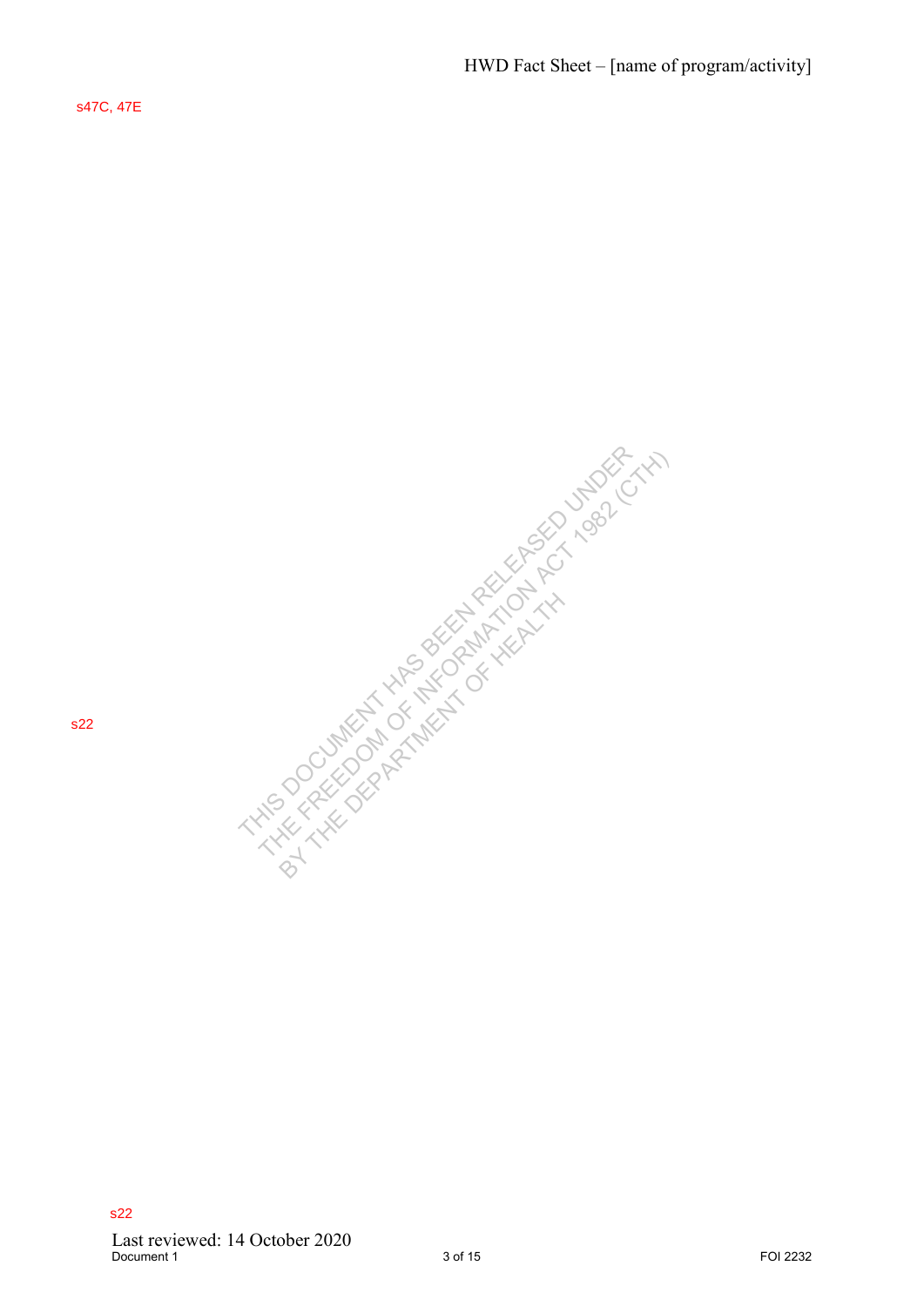s47C, 47E

s22

s22

Last reviewed: 14 October 2020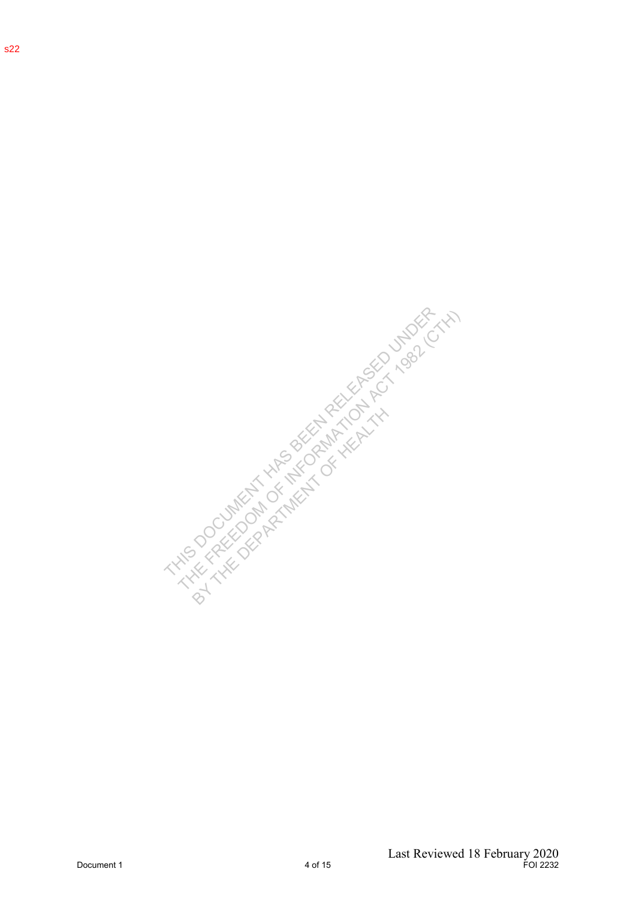s22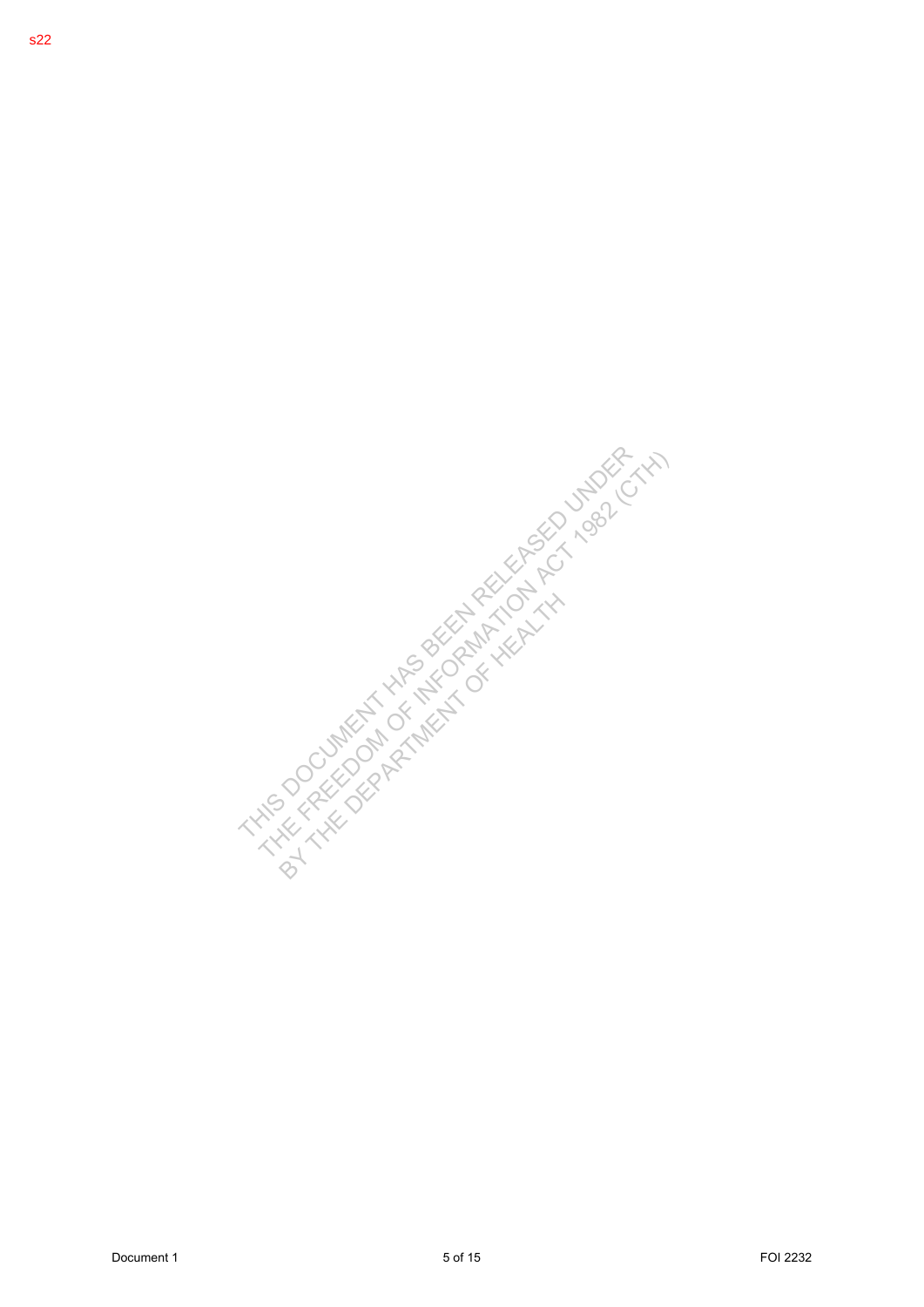s22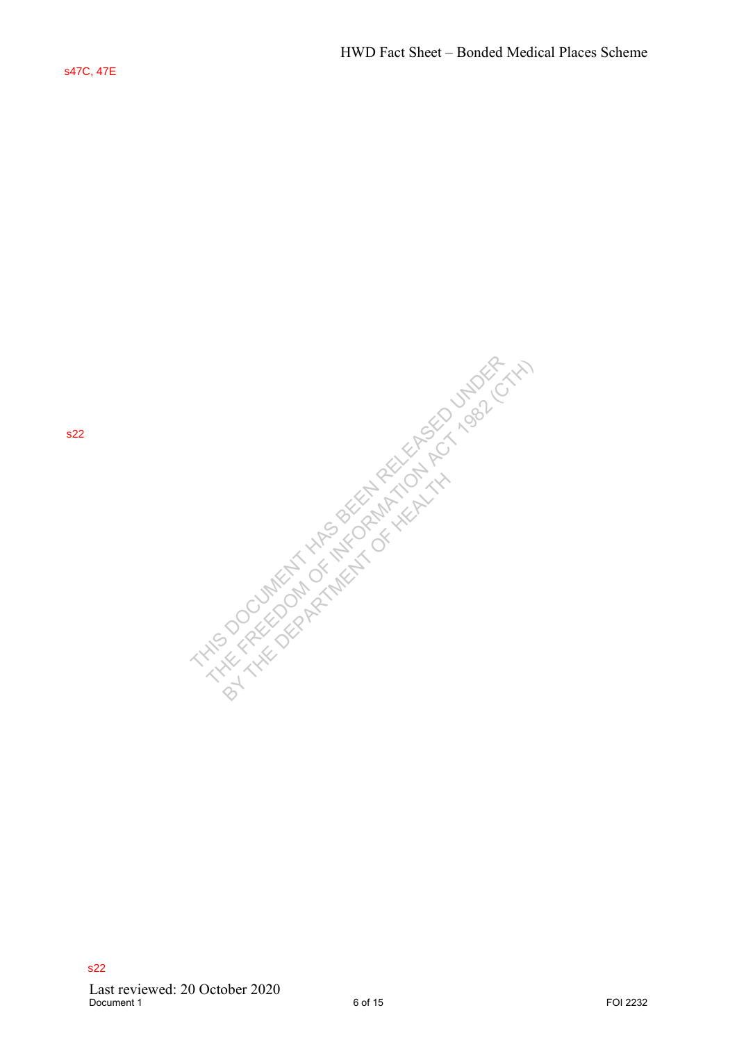s47C, 47E

s22

s22

Last reviewed: 20 October 2020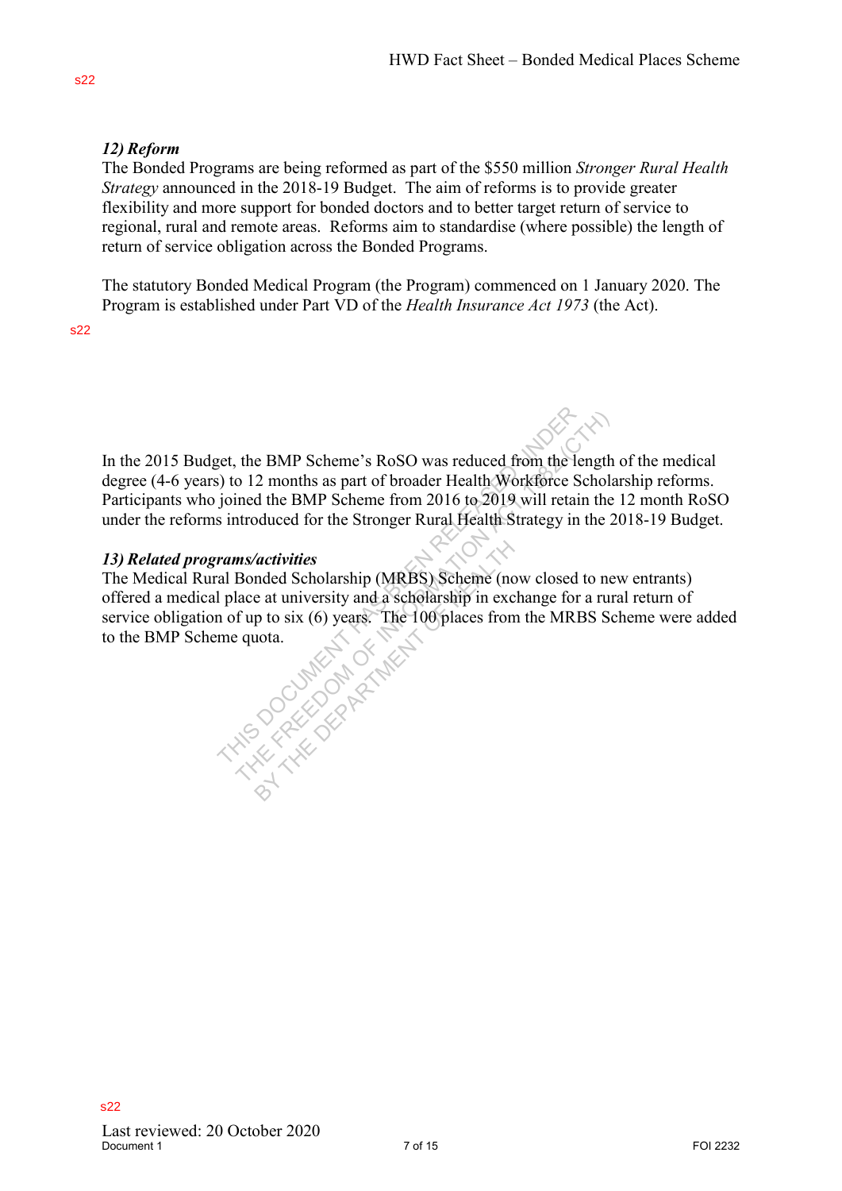s22

### *12) Reform*

The Bonded Programs are being reformed as part of the $550 million *Stronger Rural Health Strategy* announced in the 2018-19 Budget. The aim of reforms is to provide greater flexibility and more support for bonded doctors and to better target return of service to regional, rural and remote areas. Reforms aim to standardise (where possible) the length of return of service obligation across the Bonded Programs.

The statutory Bonded Medical Program (the Program) commenced on 1 January 2020. The Program is established under Part VD of the *Health Insurance Act 1973* (the Act).

s22

In the 2015 Budget, the BMP Scheme's RoSO was reduced from the length of the medical degree (4-6 years) to 12 months as part of broader Health Workforce Scholarship reforms. Participants who joined the BMP Scheme from 2016 to 2019 will retain the 12 month RoSO under the reforms introduced for the Stronger Rural Health Strategy in the 2018-19 Budget.

### *13) Related programs/activities*

The Medical Rural Bonded Scholarship (MRBS) Scheme (now closed to new entrants) offered a medical place at university and a scholarship in exchange for a rural return of service obligation of up to six (6) years. The 100 places from the MRBS Scheme were added to the BMP Scheme quota.

s22

Last reviewed: 20 October 2020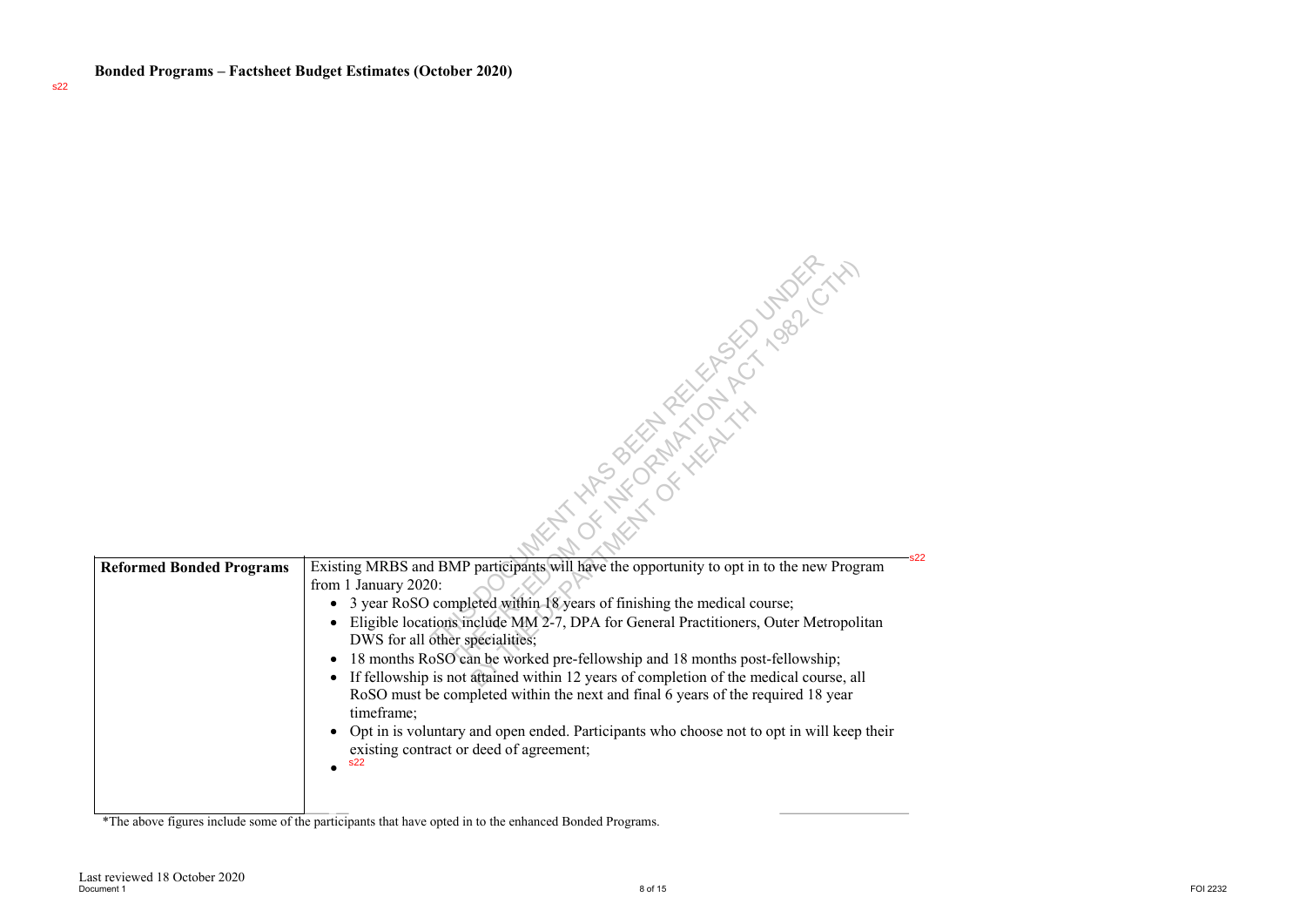**Bonded Programs – Factsheet Budget Estimates (October 2020)**

s22

| | |
|---|---|
| **Reformed Bonded Programs** | Existing MRBS and BMP participants will have the opportunity to opt in to the new Program from 1 January 2020:<br>• 3 year RoSO completed within 18 years of finishing the medical course;<br>• Eligible locations include MM 2-7, DPA for General Practitioners, Outer Metropolitan DWS for all other specialities;<br>• 18 months RoSO can be worked pre-fellowship and 18 months post-fellowship;<br>• If fellowship is not attained within 12 years of completion of the medical course, all RoSO must be completed within the next and final 6 years of the required 18 year timeframe;<br>• Opt in is voluntary and open ended. Participants who choose not to opt in will keep their existing contract or deed of agreement;<br>• s22 |

*The above figures include some of the participants that have opted in to the enhanced Bonded Programs.

Last reviewed 18 October 2020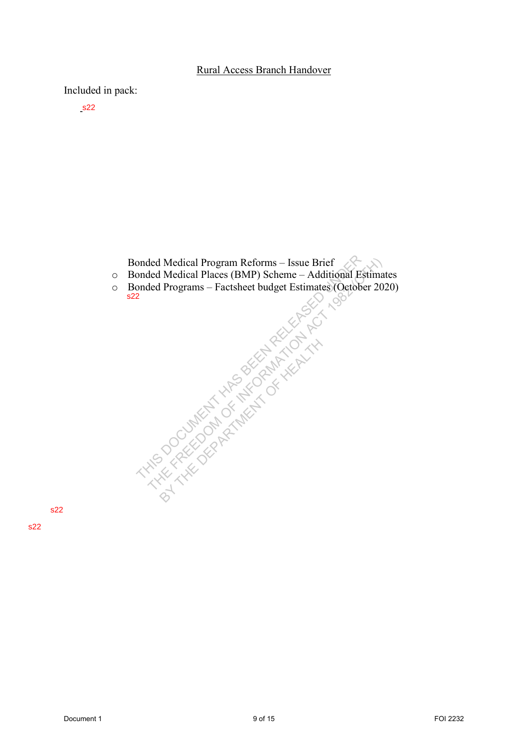# Rural Access Branch Handover

Included in pack:

s22

- Bonded Medical Program Reforms – Issue Brief
- Bonded Medical Places (BMP) Scheme – Additional Estimates
- Bonded Programs – Factsheet budget Estimates (October 2020)

s22

s22

s22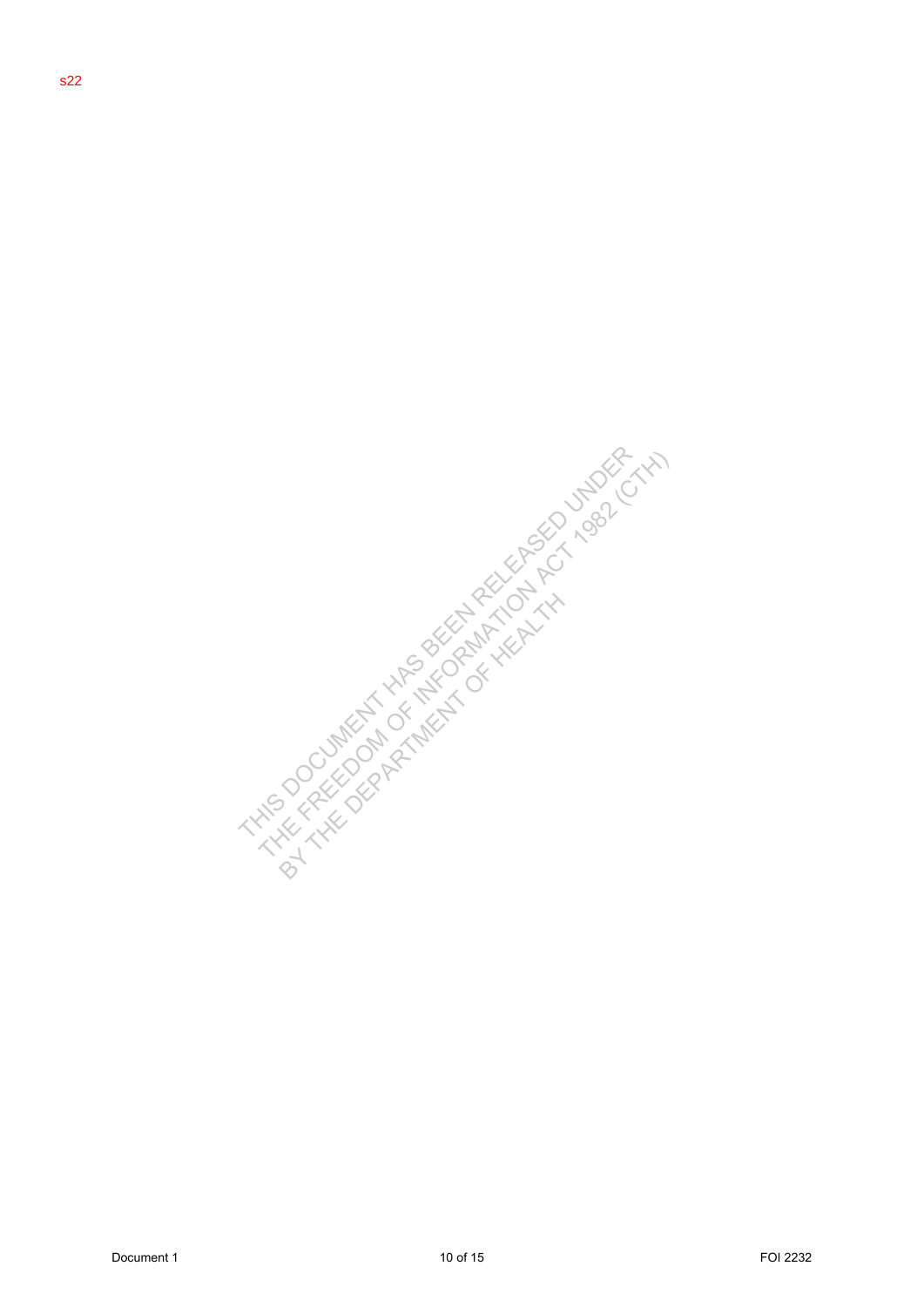s22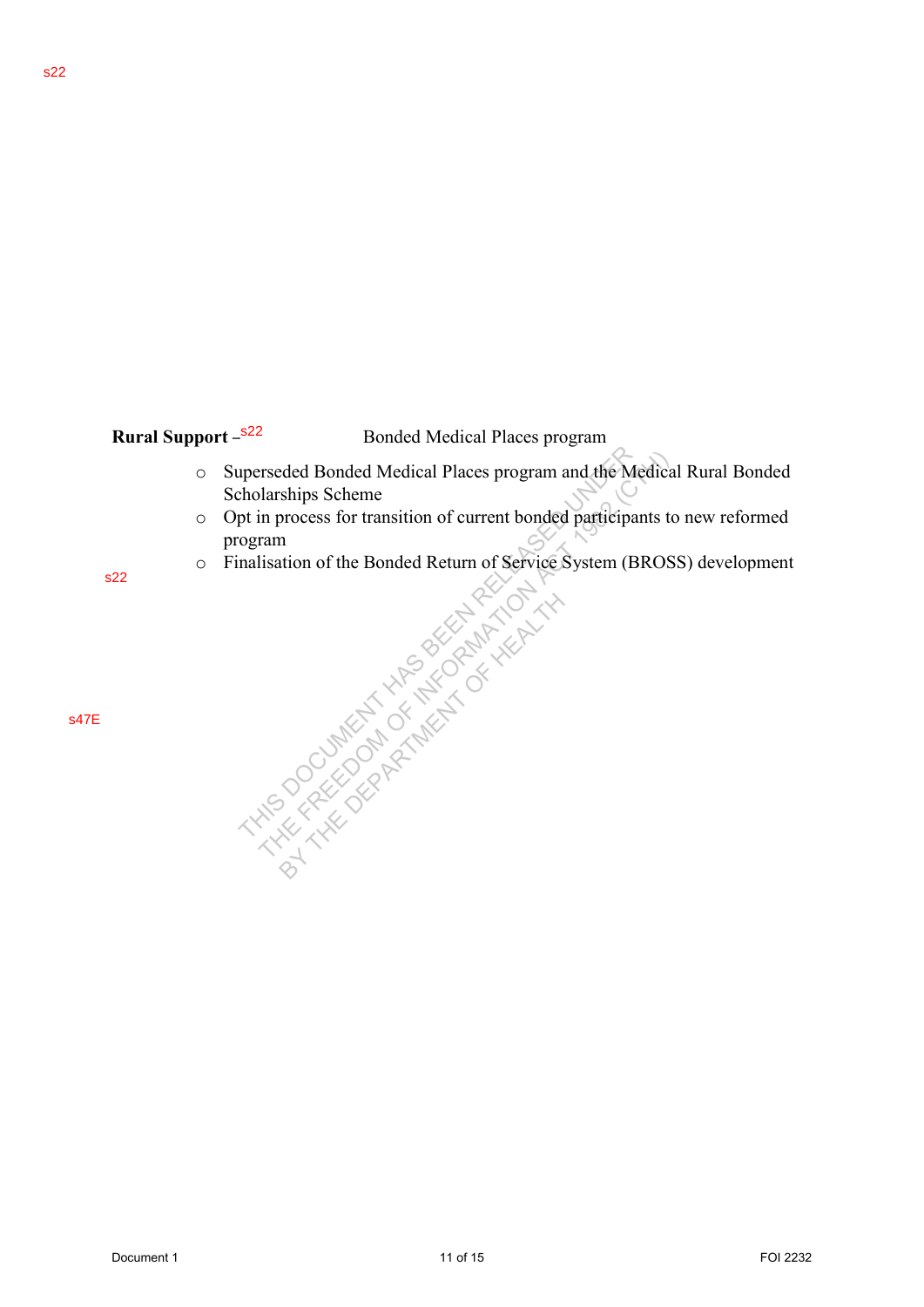s22

**Rural Support –**s22 Bonded Medical Places program

- Superseded Bonded Medical Places program and the Medical Rural Bonded Scholarships Scheme
- Opt in process for transition of current bonded participants to new reformed program
- Finalisation of the Bonded Return of Service System (BROSS) development

s22

s47E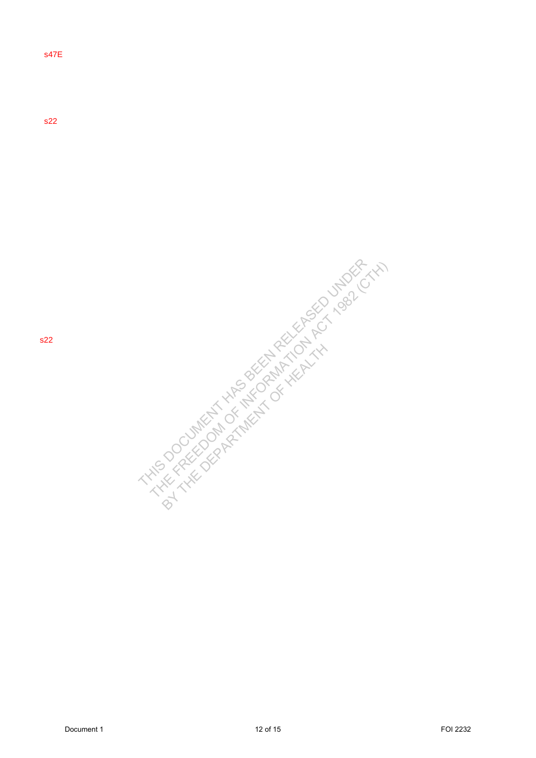s47E

s22

s22

THIS DOCUMENT HAS BEEN RELEASED UNDER THE FREEDOM OF INFORMATION ACT 1982 (CTH) BY THE DEPARTMENT OF HEALTH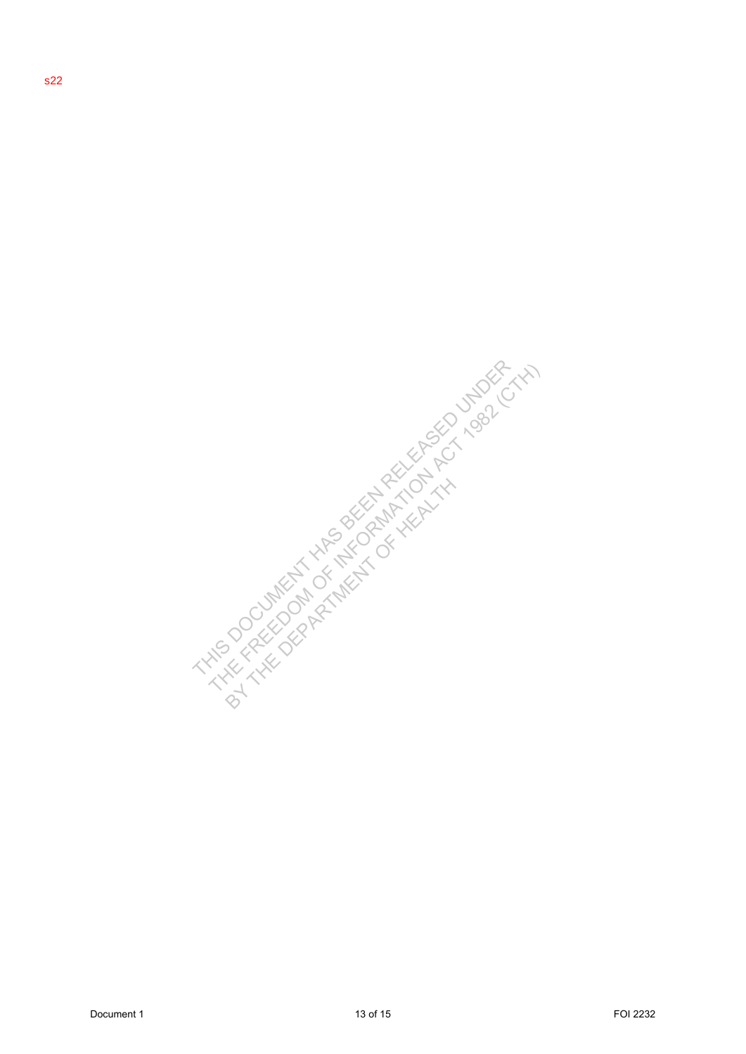s22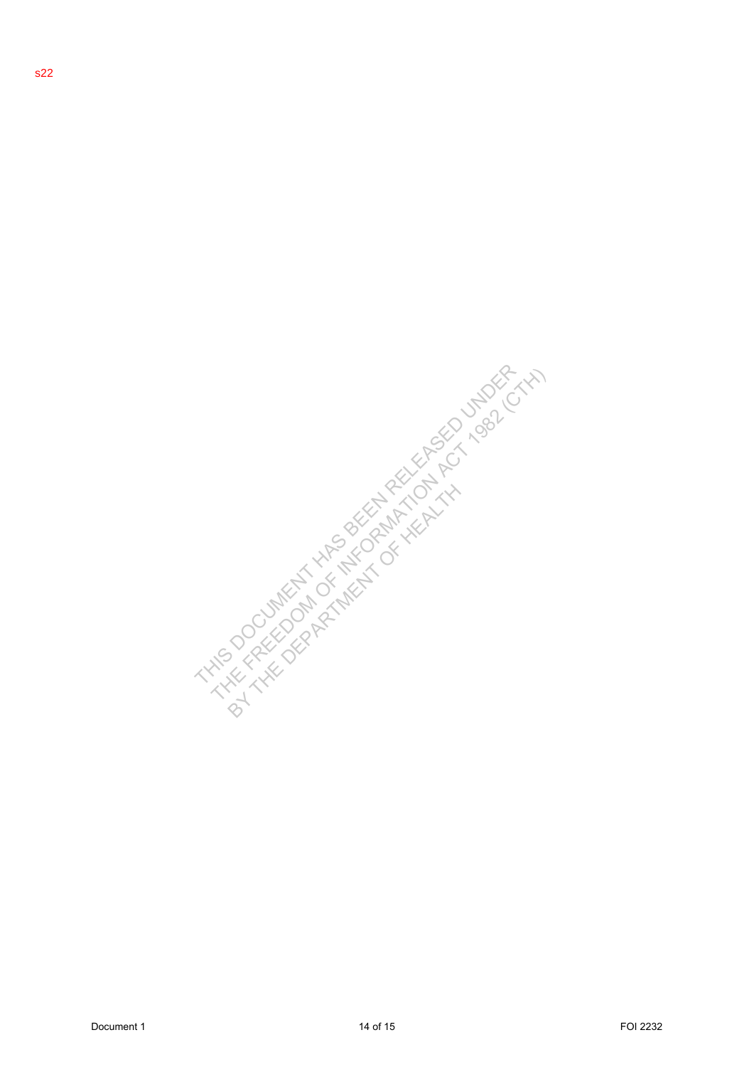s22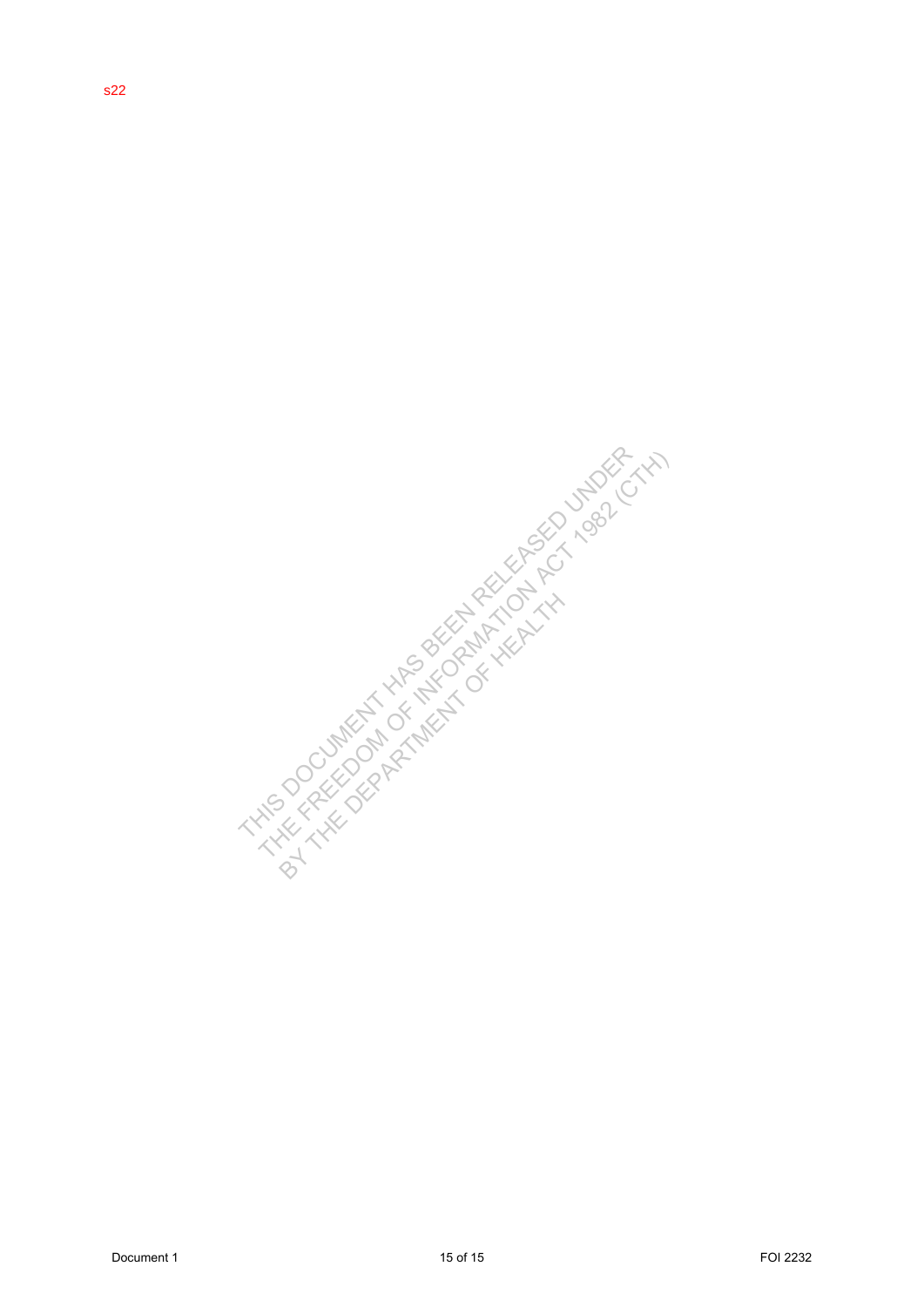s22